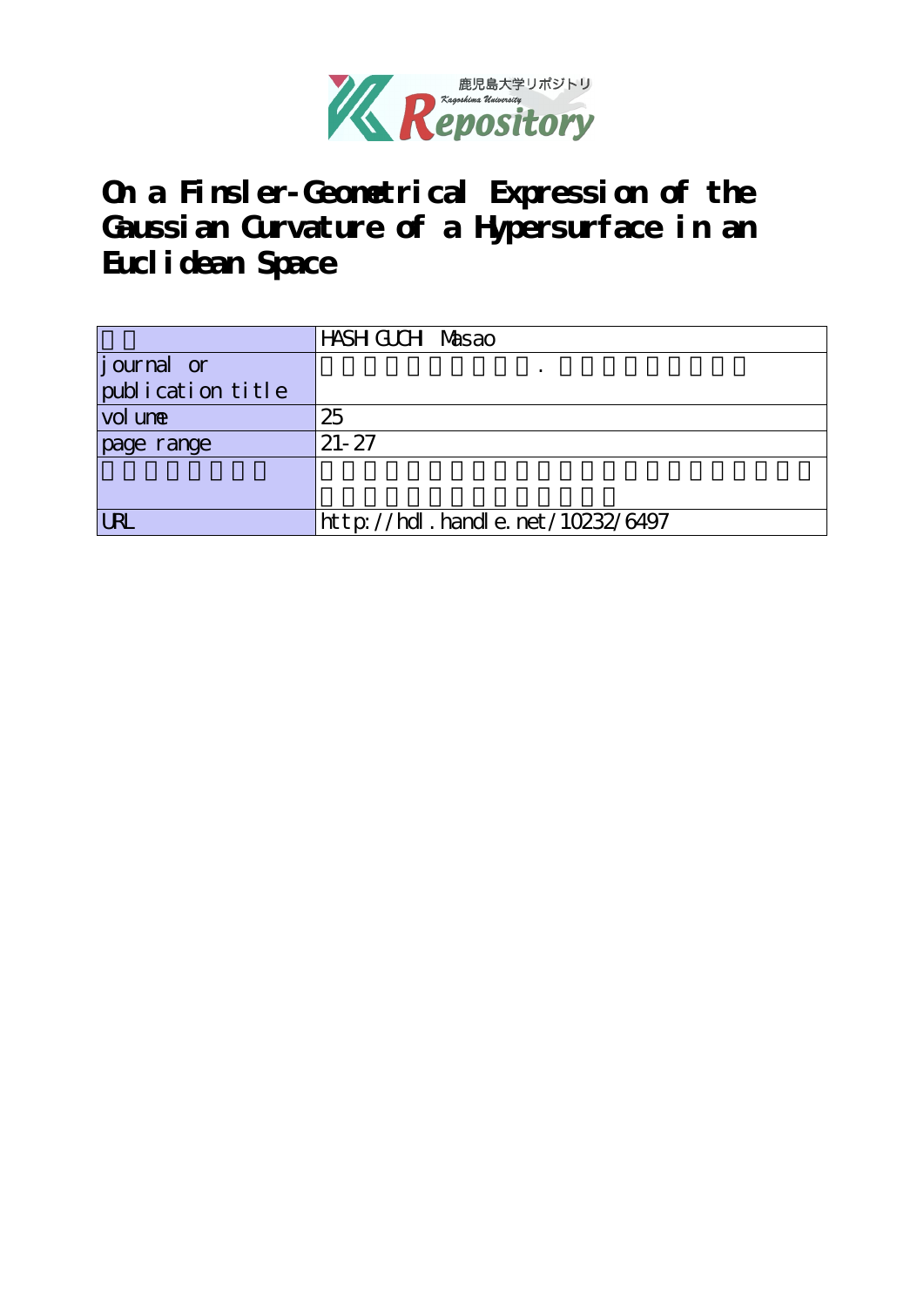# On a Finsler-Geometrical Expression of the Gaussian Curvature of a Hypersurface in an Euclidean Space

| 著者 | HASHIGUCHI Masao |
|---|---|
| journal or publication title | 鹿児島大学理学部紀要. 数学・物理学・化学 |
| volume | 25 |
| page range | 21-27 |
| 別言語のタイトル | ユークリッド空間内の超曲面のガウス曲率のフィンスラー幾何学的表現について |
| URL | http://hdl.handle.net/10232/6497 |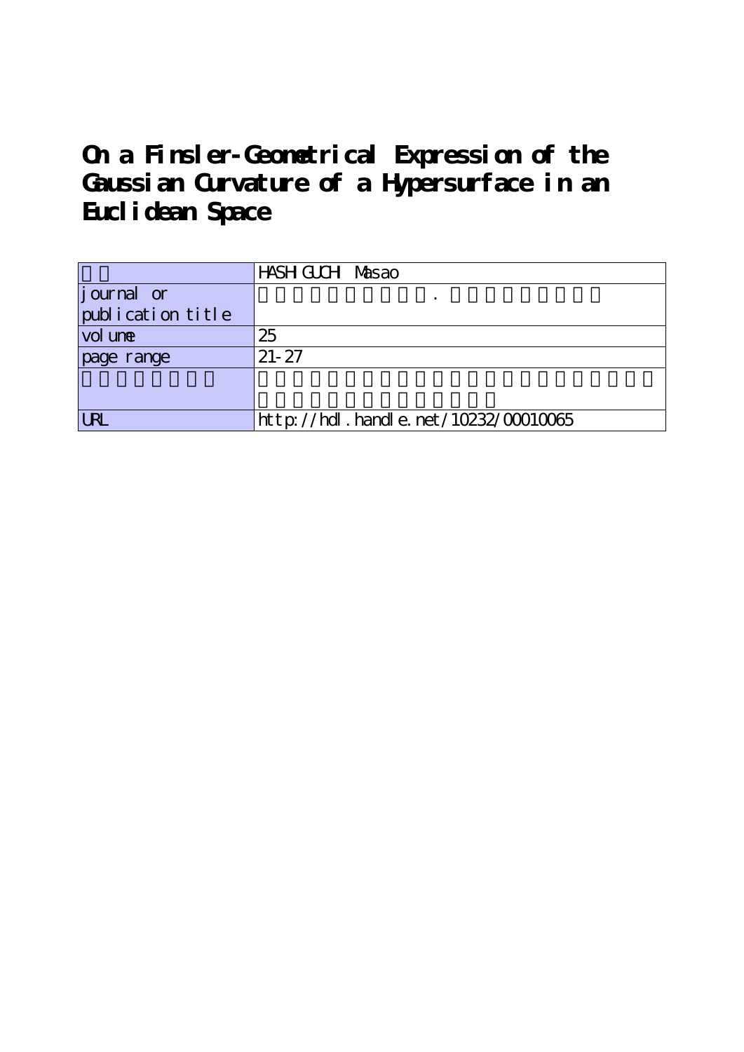# On a Finsler-Geometrical Expression of the Gaussian Curvature of a Hypersurface in an Euclidean Space

| | HASHIGUCHI Masao |
|---|---|
| journal or publication title | . |
| volume | 25 |
| page range | 21-27 |
| | |
| URL | http://hdl.handle.net/10232/00010065 |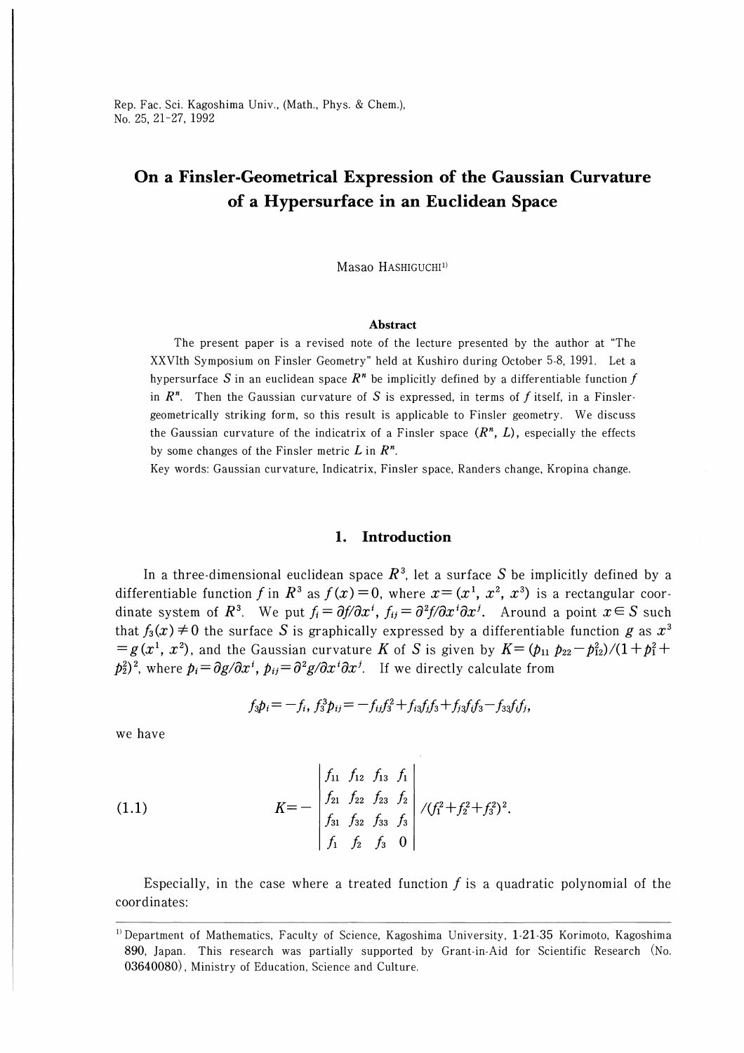# On a Finsler-Geometrical Expression of the Gaussian Curvature of a Hypersurface in an Euclidean Space

Masao Hashiguchi[1]

### Abstract

The present paper is a revised note of the lecture presented by the author at "The XXVIth Symposium on Finsler Geometry" held at Kushiro during October 5-8, 1991. Let a hypersurface $S$ in an euclidean space $R^n$ be implicitly defined by a differentiable function $f$ in $R^n$. Then the Gaussian curvature of $S$ is expressed, in terms of $f$ itself, in a Finsler-geometrically striking form, so this result is applicable to Finsler geometry. We discuss the Gaussian curvature of the indicatrix of a Finsler space $(R^n, L)$, especially the effects by some changes of the Finsler metric $L$ in $R^n$.

Key words: Gaussian curvature, Indicatrix, Finsler space, Randers change, Kropina change.

## 1. Introduction

In a three-dimensional euclidean space $R^3$, let a surface $S$ be implicitly defined by a differentiable function $f$ in $R^3$ as $f(x)=0$, where $x=(x^1, x^2, x^3)$ is a rectangular coordinate system of $R^3$. We put $f_i=\partial f/\partial x^i$, $f_{ij}=\partial^2 f/\partial x^i \partial x^j$. Around a point $x \in S$ such that $f_3(x) \neq 0$ the surface $S$ is graphically expressed by a differentiable function $g$ as $x^3 = g(x^1, x^2)$, and the Gaussian curvature $K$ of $S$ is given by $K=(p_{11}\, p_{22}-p_{12}^2)/(1+p_1^2+p_2^2)^2$, where $p_i=\partial g/\partial x^i$, $p_{ij}=\partial^2 g/\partial x^i \partial x^j$. If we directly calculate from

$$f_3 p_i = -f_i,\ f_3^3 p_{ij} = -f_{ij} f_3^2 + f_{i3} f_j f_3 + f_{j3} f_i f_3 - f_{33} f_i f_j,$$

we have

$$K = -\begin{vmatrix} f_{11} & f_{12} & f_{13} & f_1 \\ f_{21} & f_{22} & f_{23} & f_2 \\ f_{31} & f_{32} & f_{33} & f_3 \\ f_1 & f_2 & f_3 & 0 \end{vmatrix} \Big/ (f_1^2+f_2^2+f_3^2)^2. \tag{1.1}$$

Especially, in the case where a treated function $f$ is a quadratic polynomial of the coordinates:

---

[1] Department of Mathematics, Faculty of Science, Kagoshima University, 1-21-35 Korimoto, Kagoshima 890, Japan. This research was partially supported by Grant-in-Aid for Scientific Research (No. 03640080), Ministry of Education, Science and Culture.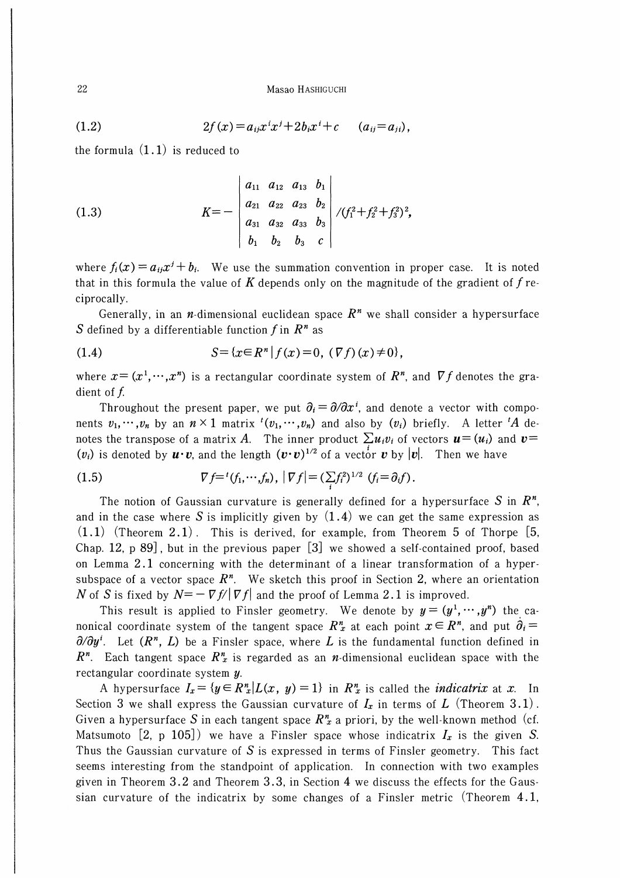$$2f(x) = a_{ij}x^i x^j + 2b_i x^i + c \qquad (a_{ij} = a_{ji}), \tag{1.2}$$

the formula (1.1) is reduced to

$$K = -\begin{vmatrix} a_{11} & a_{12} & a_{13} & b_1 \\ a_{21} & a_{22} & a_{23} & b_2 \\ a_{31} & a_{32} & a_{33} & b_3 \\ b_1 & b_2 & b_3 & c \end{vmatrix} / (f_1^2 + f_2^2 + f_3^2)^2, \tag{1.3}$$

where $f_i(x) = a_{ij}x^j + b_i$. We use the summation convention in proper case. It is noted that in this formula the value of $K$ depends only on the magnitude of the gradient of $f$ reciprocally.

Generally, in an $n$-dimensional euclidean space $R^n$ we shall consider a hypersurface $S$ defined by a differentiable function $f$ in $R^n$ as

$$S = \{x \in R^n \mid f(x) = 0, \ (\nabla f)(x) \neq 0\}, \tag{1.4}$$

where $x = (x^1, \cdots, x^n)$ is a rectangular coordinate system of $R^n$, and $\nabla f$ denotes the gradient of $f$.

Throughout the present paper, we put $\partial_i = \partial / \partial x^i$, and denote a vector with components $v_1, \cdots, v_n$ by an $n \times 1$ matrix ${}^t(v_1, \cdots, v_n)$ and also by $(v_i)$ briefly. A letter ${}^tA$ denotes the transpose of a matrix $A$. The inner product $\sum_i u_i v_i$ of vectors $\boldsymbol{u} = (u_i)$ and $\boldsymbol{v} = (v_i)$ is denoted by $\boldsymbol{u} \cdot \boldsymbol{v}$, and the length $(\boldsymbol{v} \cdot \boldsymbol{v})^{1/2}$ of a vector $\boldsymbol{v}$ by $|\boldsymbol{v}|$. Then we have

$$\nabla f = {}^t(f_1, \cdots, f_n), \ |\nabla f| = (\textstyle\sum_i f_i^2)^{1/2} \ (f_i = \partial_i f). \tag{1.5}$$

The notion of Gaussian curvature is generally defined for a hypersurface $S$ in $R^n$, and in the case where $S$ is implicitly given by (1.4) we can get the same expression as (1.1) (Theorem 2.1). This is derived, for example, from Theorem 5 of Thorpe [5, Chap. 12, p 89], but in the previous paper [3] we showed a self-contained proof, based on Lemma 2.1 concerning with the determinant of a linear transformation of a hypersubspace of a vector space $R^n$. We sketch this proof in Section 2, where an orientation $N$ of $S$ is fixed by $N = -\nabla f / |\nabla f|$ and the proof of Lemma 2.1 is improved.

This result is applied to Finsler geometry. We denote by $y = (y^1, \cdots, y^n)$ the canonical coordinate system of the tangent space $R_x^n$ at each point $x \in R^n$, and put $\dot{\partial}_i = \partial / \partial y^i$. Let $(R^n, L)$ be a Finsler space, where $L$ is the fundamental function defined in $R^n$. Each tangent space $R_x^n$ is regarded as an $n$-dimensional euclidean space with the rectangular coordinate system $y$.

A hypersurface $I_x = \{y \in R_x^n \mid L(x, y) = 1\}$ in $R_x^n$ is called the ***indicatrix*** at $x$. In Section 3 we shall express the Gaussian curvature of $I_x$ in terms of $L$ (Theorem 3.1). Given a hypersurface $S$ in each tangent space $R_x^n$ a priori, by the well-known method (cf. Matsumoto [2, p 105]) we have a Finsler space whose indicatrix $I_x$ is the given $S$. Thus the Gaussian curvature of $S$ is expressed in terms of Finsler geometry. This fact seems interesting from the standpoint of application. In connection with two examples given in Theorem 3.2 and Theorem 3.3, in Section 4 we discuss the effects for the Gaussian curvature of the indicatrix by some changes of a Finsler metric (Theorem 4.1,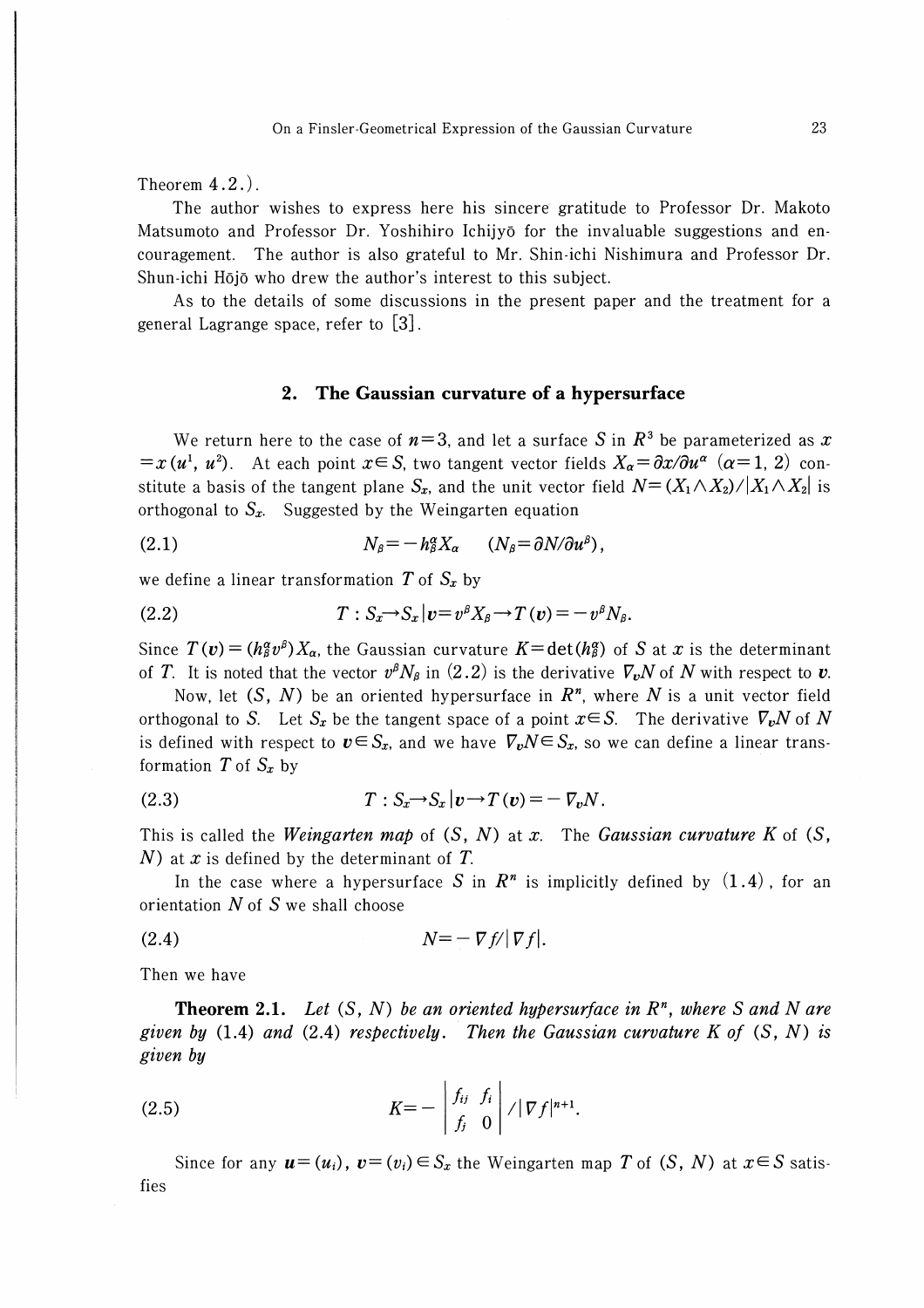Theorem 4.2.).

The author wishes to express here his sincere gratitude to Professor Dr. Makoto Matsumoto and Professor Dr. Yoshihiro Ichijyō for the invaluable suggestions and encouragement. The author is also grateful to Mr. Shin-ichi Nishimura and Professor Dr. Shun-ichi Hōjō who drew the author's interest to this subject.

As to the details of some discussions in the present paper and the treatment for a general Lagrange space, refer to [3].

## 2. The Gaussian curvature of a hypersurface

We return here to the case of $n=3$, and let a surface $S$ in $R^3$ be parameterized as $x=x(u^1, u^2)$. At each point $x \in S$, two tangent vector fields $X_\alpha = \partial x/\partial u^\alpha$ $(\alpha=1, 2)$ constitute a basis of the tangent plane $S_x$, and the unit vector field $N=(X_1 \wedge X_2)/|X_1 \wedge X_2|$ is orthogonal to $S_x$. Suggested by the Weingarten equation

$$N_\beta = -h^\alpha_\beta X_\alpha \qquad (N_\beta = \partial N/\partial u^\beta), \tag{2.1}$$

we define a linear transformation $T$ of $S_x$ by

$$T : S_x \to S_x \,|\, \boldsymbol{v} = v^\beta X_\beta \to T(\boldsymbol{v}) = -v^\beta N_\beta. \tag{2.2}$$

Since $T(\boldsymbol{v}) = (h^\alpha_\beta v^\beta) X_\alpha$, the Gaussian curvature $K=\det(h^\alpha_\beta)$ of $S$ at $x$ is the determinant of $T$. It is noted that the vector $v^\beta N_\beta$ in (2.2) is the derivative $\nabla_{\boldsymbol{v}} N$ of $N$ with respect to $\boldsymbol{v}$.

Now, let $(S, N)$ be an oriented hypersurface in $R^n$, where $N$ is a unit vector field orthogonal to $S$. Let $S_x$ be the tangent space of a point $x \in S$. The derivative $\nabla_{\boldsymbol{v}} N$ of $N$ is defined with respect to $\boldsymbol{v} \in S_x$, and we have $\nabla_{\boldsymbol{v}} N \in S_x$, so we can define a linear transformation $T$ of $S_x$ by

$$T : S_x \to S_x \,|\, \boldsymbol{v} \to T(\boldsymbol{v}) = -\nabla_{\boldsymbol{v}} N. \tag{2.3}$$

This is called the *Weingarten map* of $(S, N)$ at $x$. The *Gaussian curvature* $K$ of $(S, N)$ at $x$ is defined by the determinant of $T$.

In the case where a hypersurface $S$ in $R^n$ is implicitly defined by (1.4), for an orientation $N$ of $S$ we shall choose

$$N = -\nabla f / |\nabla f|. \tag{2.4}$$

Then we have

**Theorem 2.1.** *Let $(S, N)$ be an oriented hypersurface in $R^n$, where $S$ and $N$ are given by* (1.4) *and* (2.4) *respectively. Then the Gaussian curvature $K$ of $(S, N)$ is given by*

$$K = -\begin{vmatrix} f_{ij} & f_i \\ f_j & 0 \end{vmatrix} / |\nabla f|^{n+1}. \tag{2.5}$$

Since for any $\boldsymbol{u}=(u_i)$, $\boldsymbol{v}=(v_i) \in S_x$ the Weingarten map $T$ of $(S, N)$ at $x \in S$ satisfies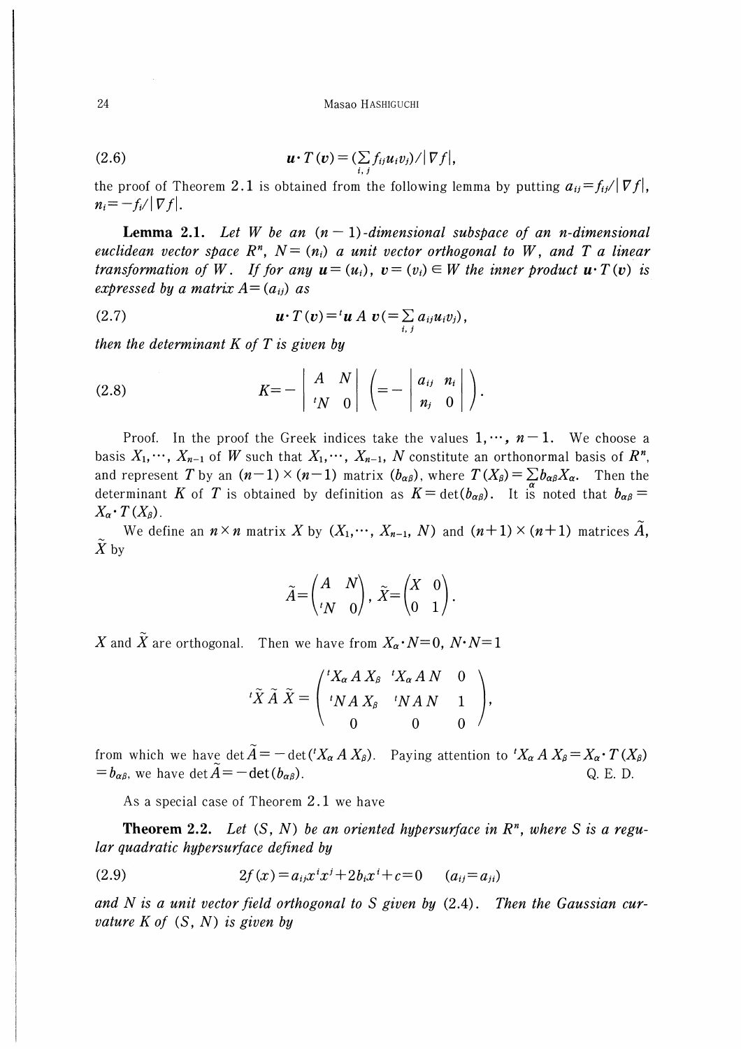$$(2.6) \qquad \boldsymbol{u}\cdot T(\boldsymbol{v}) = (\sum_{i,j} f_{ij} u_i v_j)/|\nabla f|,$$

the proof of Theorem 2.1 is obtained from the following lemma by putting $a_{ij} = f_{ij}/|\nabla f|$, $n_i = -f_i/|\nabla f|$.

**Lemma 2.1.** *Let $W$ be an $(n-1)$-dimensional subspace of an $n$-dimensional euclidean vector space $R^n$, $N=(n_i)$ a unit vector orthogonal to $W$, and $T$ a linear transformation of $W$. If for any $\boldsymbol{u}=(u_i)$, $\boldsymbol{v}=(v_i)\in W$ the inner product $\boldsymbol{u}\cdot T(\boldsymbol{v})$ is expressed by a matrix $A=(a_{ij})$ as*

$$(2.7) \qquad \boldsymbol{u}\cdot T(\boldsymbol{v}) = {}^t\boldsymbol{u}\, A\, \boldsymbol{v} \left(= \sum_{i,j} a_{ij} u_i v_j\right),$$

*then the determinant $K$ of $T$ is given by*

$$(2.8) \qquad K = -\begin{vmatrix} A & N \\ {}^tN & 0 \end{vmatrix} \left( = -\begin{vmatrix} a_{ij} & n_i \\ n_j & 0 \end{vmatrix} \right).$$

Proof. In the proof the Greek indices take the values $1,\cdots, n-1$. We choose a basis $X_1,\cdots, X_{n-1}$ of $W$ such that $X_1,\cdots, X_{n-1}$, $N$ constitute an orthonormal basis of $R^n$, and represent $T$ by an $(n-1)\times(n-1)$ matrix $(b_{\alpha\beta})$, where $T(X_\beta)=\sum_\alpha b_{\alpha\beta}X_\alpha$. Then the determinant $K$ of $T$ is obtained by definition as $K=\det(b_{\alpha\beta})$. It is noted that $b_{\alpha\beta}= X_\alpha\cdot T(X_\beta)$.

We define an $n\times n$ matrix $X$ by $(X_1,\cdots, X_{n-1}, N)$ and $(n+1)\times(n+1)$ matrices $\tilde{A}$, $\tilde{X}$ by

$$\tilde{A} = \begin{pmatrix} A & N \\ {}^tN & 0 \end{pmatrix}, \quad \tilde{X} = \begin{pmatrix} X & 0 \\ 0 & 1 \end{pmatrix}.$$

$X$ and $\tilde{X}$ are orthogonal. Then we have from $X_\alpha\cdot N=0$, $N\cdot N=1$

$${}^t\tilde{X}\,\tilde{A}\,\tilde{X} = \begin{pmatrix} {}^tX_\alpha\, A\, X_\beta & {}^tX_\alpha\, A\, N & 0 \\ {}^tN\, A\, X_\beta & {}^tN\, A\, N & 1 \\ 0 & 0 & 0 \end{pmatrix},$$

from which we have $\det\tilde{A} = -\det({}^tX_\alpha\, A\, X_\beta)$. Paying attention to ${}^tX_\alpha\, A\, X_\beta = X_\alpha\cdot T(X_\beta) = b_{\alpha\beta}$, we have $\det\tilde{A} = -\det(b_{\alpha\beta})$. Q. E. D.

As a special case of Theorem 2.1 we have

**Theorem 2.2.** *Let $(S, N)$ be an oriented hypersurface in $R^n$, where $S$ is a regular quadratic hypersurface defined by*

$$(2.9) \qquad 2f(x) = a_{ij}x^i x^j + 2b_i x^i + c = 0 \qquad (a_{ij}=a_{ji})$$

*and $N$ is a unit vector field orthogonal to $S$ given by (2.4). Then the Gaussian curvature $K$ of $(S, N)$ is given by*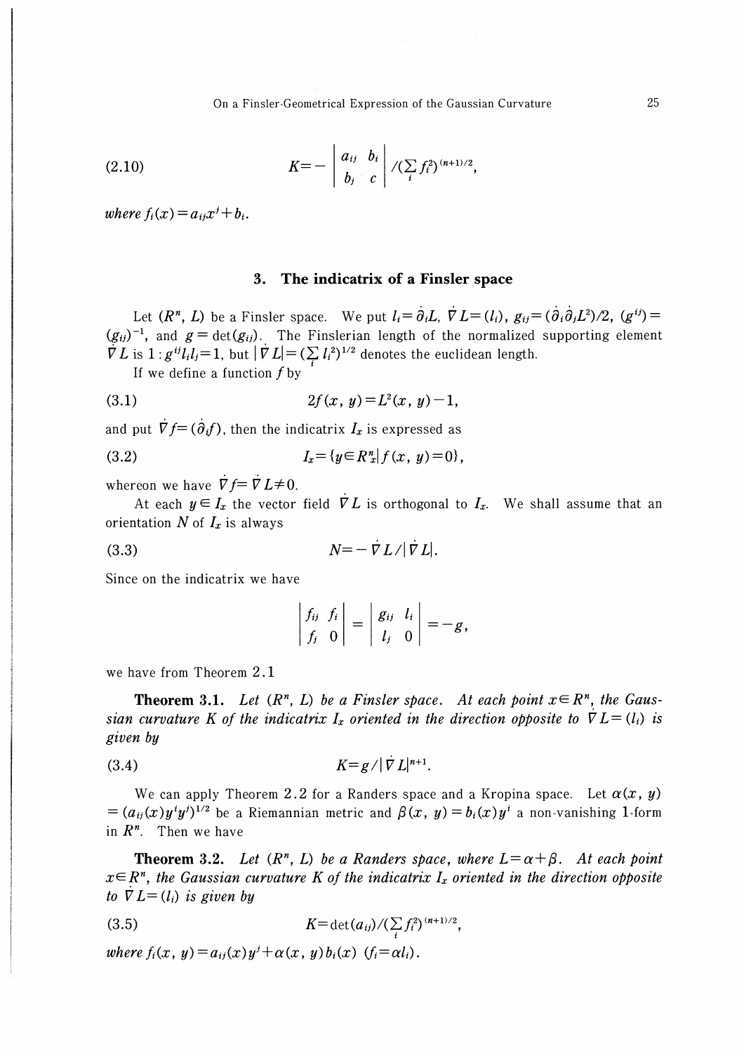$$K=-\begin{vmatrix} a_{ij} & b_i \\ b_j & c \end{vmatrix}/(\sum_i f_i^2)^{(n+1)/2}, \tag{2.10}$$

*where* $f_i(x)=a_{ij}x^j+b_i$.

## 3. The indicatrix of a Finsler space

Let $(R^n, L)$ be a Finsler space. We put $l_i=\dot{\partial}_i L$, $\dot{\nabla} L=(l_i)$, $g_{ij}=(\dot{\partial}_i\dot{\partial}_j L^2)/2$, $(g^{ij})=(g_{ij})^{-1}$, and $g=\det(g_{ij})$. The Finslerian length of the normalized supporting element $\dot{\nabla} L$ is $1: g^{ij}l_i l_j=1$, but $|\dot{\nabla} L|=(\sum_i l_i^2)^{1/2}$ denotes the euclidean length.

If we define a function $f$ by

$$2f(x, y)=L^2(x, y)-1, \tag{3.1}$$

and put $\dot{\nabla} f=(\dot{\partial}_i f)$, then the indicatrix $I_x$ is expressed as

$$I_x=\{y\in R_x^n | f(x, y)=0\}, \tag{3.2}$$

whereon we have $\dot{\nabla} f=\dot{\nabla} L\neq 0$.

At each $y\in I_x$ the vector field $\dot{\nabla} L$ is orthogonal to $I_x$. We shall assume that an orientation $N$ of $I_x$ is always

$$N=-\dot{\nabla} L/|\dot{\nabla} L|. \tag{3.3}$$

Since on the indicatrix we have

$$\begin{vmatrix} f_{ij} & f_i \\ f_j & 0 \end{vmatrix}=\begin{vmatrix} g_{ij} & l_i \\ l_j & 0 \end{vmatrix}=-g,$$

we have from Theorem 2.1

**Theorem 3.1.** *Let $(R^n, L)$ be a Finsler space. At each point $x\in R^n$, the Gaussian curvature $K$ of the indicatrix $I_x$ oriented in the direction opposite to $\dot{\nabla} L=(l_i)$ is given by*

$$K=g/|\dot{\nabla} L|^{n+1}. \tag{3.4}$$

We can apply Theorem 2.2 for a Randers space and a Kropina space. Let $\alpha(x, y)=(a_{ij}(x)y^i y^j)^{1/2}$ be a Riemannian metric and $\beta(x, y)=b_i(x)y^i$ a non-vanishing 1-form in $R^n$. Then we have

**Theorem 3.2.** *Let $(R^n, L)$ be a Randers space, where $L=\alpha+\beta$. At each point $x\in R^n$, the Gaussian curvature $K$ of the indicatrix $I_x$ oriented in the direction opposite to $\dot{\nabla} L=(l_i)$ is given by*

$$K=\det(a_{ij})/(\sum_i f_i^2)^{(n+1)/2}, \tag{3.5}$$

*where* $f_i(x, y)=a_{ij}(x)y^j+\alpha(x, y)b_i(x)$ $(f_i=\alpha l_i)$.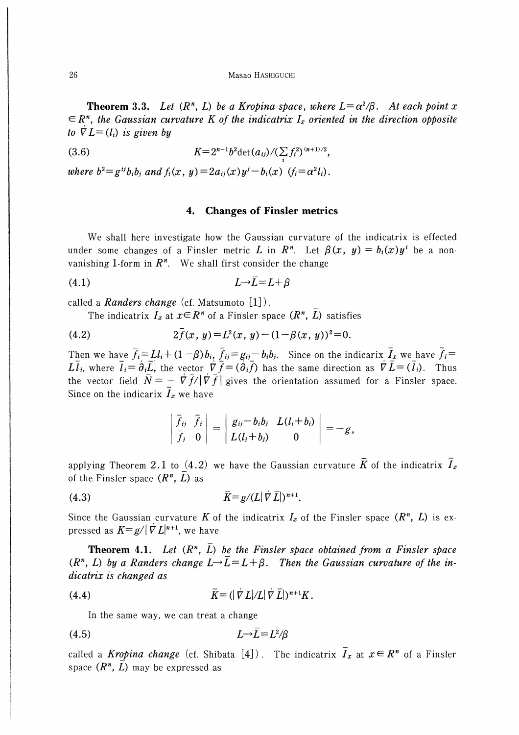**Theorem 3.3.** *Let $(R^n, L)$ be a Kropina space, where $L=\alpha^2/\beta$. At each point $x \in R^n$, the Gaussian curvature $K$ of the indicatrix $I_x$ oriented in the direction opposite to $\dot{\nabla} L=(l_i)$ is given by*

$$K=2^{n-1}b^2\det(a_{ij})/(\sum_i f_i^2)^{(n+1)/2}, \tag{3.6}$$

*where $b^2=g^{ij}b_ib_j$ and $f_i(x, y)=2a_{ij}(x)y^j-b_i(x)$ $(f_i=\alpha^2 l_i)$.*

## 4. Changes of Finsler metrics

We shall here investigate how the Gaussian curvature of the indicatrix is effected under some changes of a Finsler metric $L$ in $R^n$. Let $\beta(x, y)=b_i(x)y^i$ be a non-vanishing 1-form in $R^n$. We shall first consider the change

$$L \to \bar{L}=L+\beta \tag{4.1}$$

called a *Randers change* (cf. Matsumoto [1]).

The indicatrix $\bar{I}_x$ at $x \in R^n$ of a Finsler space $(R^n, \bar{L})$ satisfies

$$2\bar{f}(x, y)=L^2(x, y)-(1-\beta(x, y))^2=0. \tag{4.2}$$

Then we have $\bar{f}_i=Ll_i+(1-\beta)b_i$, $\bar{f}_{ij}=g_{ij}-b_ib_j$. Since on the indicarix $\bar{I}_x$ we have $\bar{f}_i=L\bar{l}_i$, where $\bar{l}_i=\dot{\partial}_i\bar{L}$, the vector $\dot{\nabla}\bar{f}=(\dot{\partial}_i\bar{f})$ has the same direction as $\dot{\nabla}\bar{L}=(\bar{l}_i)$. Thus the vector field $\bar{N}=-\dot{\nabla}\bar{f}/|\dot{\nabla}\bar{f}|$ gives the orientation assumed for a Finsler space. Since on the indicarix $\bar{I}_x$ we have

$$\begin{vmatrix} \bar{f}_{ij} & \bar{f}_i \\ \bar{f}_j & 0 \end{vmatrix} = \begin{vmatrix} g_{ij}-b_ib_j & L(l_i+b_i) \\ L(l_j+b_j) & 0 \end{vmatrix} = -g,$$

applying Theorem 2.1 to (4.2) we have the Gaussian curvature $\bar{K}$ of the indicatrix $\bar{I}_x$ of the Finsler space $(R^n, \bar{L})$ as

$$\bar{K}=g/(L|\dot{\nabla}\bar{L}|)^{n+1}. \tag{4.3}$$

Since the Gaussian curvature $K$ of the indicatrix $I_x$ of the Finsler space $(R^n, L)$ is expressed as $K=g/|\dot{\nabla}L|^{n+1}$, we have

**Theorem 4.1.** *Let $(R^n, \bar{L})$ be the Finsler space obtained from a Finsler space $(R^n, L)$ by a Randers change $L \to \bar{L}=L+\beta$. Then the Gaussian curvature of the indicatrix is changed as*

$$\bar{K}=(|\dot{\nabla}L|/L|\dot{\nabla}\bar{L}|)^{n+1}K. \tag{4.4}$$

In the same way, we can treat a change

$$L \to \bar{L}=L^2/\beta \tag{4.5}$$

called a *Kropina change* (cf. Shibata [4]). The indicatrix $\bar{I}_x$ at $x \in R^n$ of a Finsler space $(R^n, \bar{L})$ may be expressed as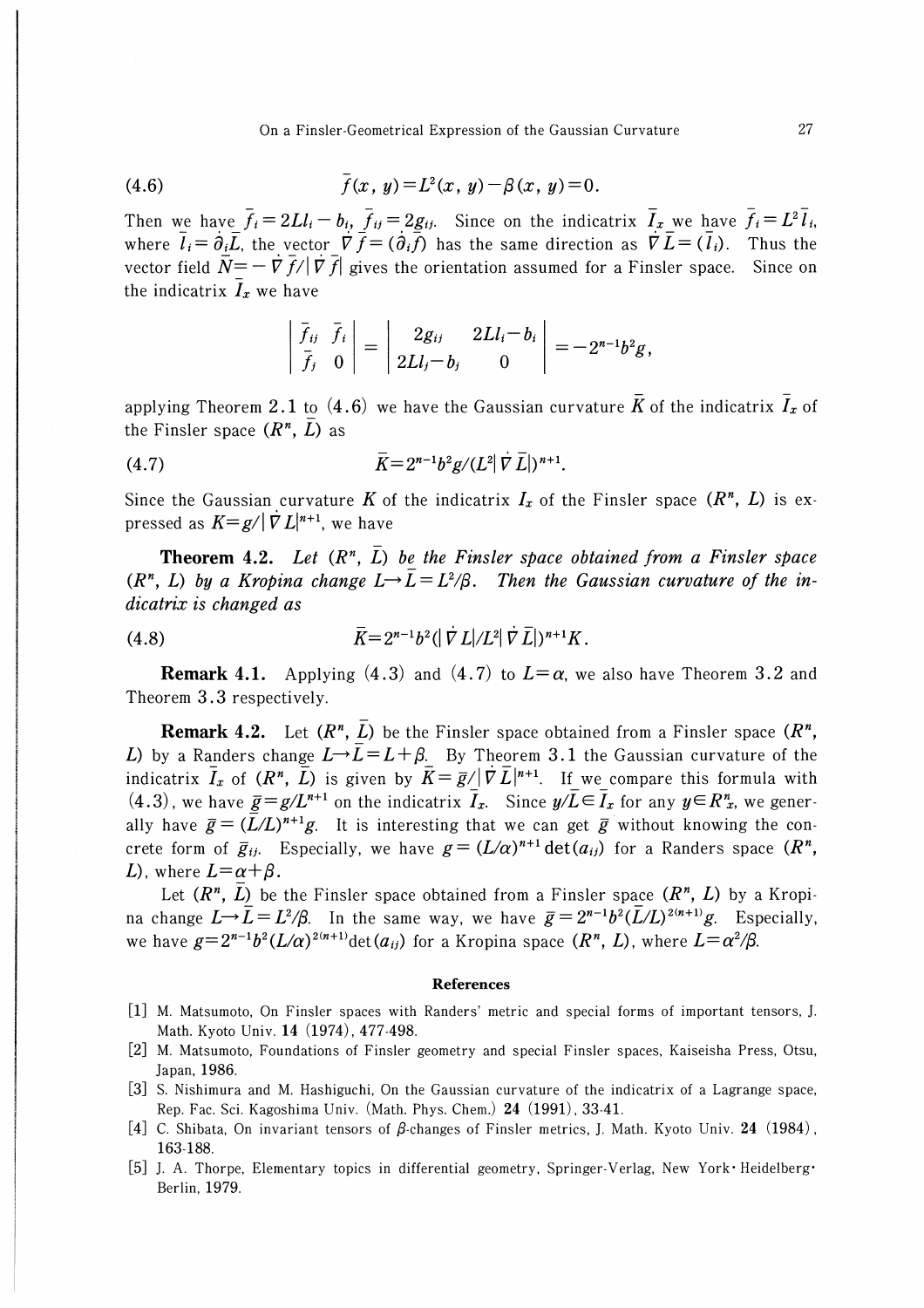$$\bar{f}(x, y) = L^2(x, y) - \beta(x, y) = 0. \tag{4.6}$$

Then we have $\bar{f}_i = 2Ll_i - b_i$, $\bar{f}_{ij} = 2g_{ij}$. Since on the indicatrix $\bar{I}_x$ we have $\bar{f}_i = L^2 \bar{l}_i$, where $\bar{l}_i = \dot{\partial}_i \bar{L}$, the vector $\dot{\nabla} \bar{f} = (\dot{\partial}_i \bar{f})$ has the same direction as $\dot{\nabla} \bar{L} = (\bar{l}_i)$. Thus the vector field $\bar{N} = -\dot{\nabla} \bar{f} / |\dot{\nabla} \bar{f}|$ gives the orientation assumed for a Finsler space. Since on the indicatrix $\bar{I}_x$ we have

$$\begin{vmatrix} \bar{f}_{ij} & \bar{f}_i \\ \bar{f}_j & 0 \end{vmatrix} = \begin{vmatrix} 2g_{ij} & 2Ll_i - b_i \\ 2Ll_j - b_j & 0 \end{vmatrix} = -2^{n-1} b^2 g,$$

applying Theorem 2.1 to (4.6) we have the Gaussian curvature $\bar{K}$ of the indicatrix $\bar{I}_x$ of the Finsler space $(R^n, \bar{L})$ as

$$\bar{K} = 2^{n-1} b^2 g / (L^2 |\dot{\nabla} \bar{L}|)^{n+1}. \tag{4.7}$$

Since the Gaussian curvature $K$ of the indicatrix $I_x$ of the Finsler space $(R^n, L)$ is expressed as $K = g / |\dot{\nabla} L|^{n+1}$, we have

**Theorem 4.2.** *Let $(R^n, \bar{L})$ be the Finsler space obtained from a Finsler space $(R^n, L)$ by a Kropina change $L \to \bar{L} = L^2/\beta$. Then the Gaussian curvature of the indicatrix is changed as*

$$\bar{K} = 2^{n-1} b^2 (|\dot{\nabla} L| / L^2 |\dot{\nabla} \bar{L}|)^{n+1} K. \tag{4.8}$$

**Remark 4.1.** Applying (4.3) and (4.7) to $L = \alpha$, we also have Theorem 3.2 and Theorem 3.3 respectively.

**Remark 4.2.** Let $(R^n, \bar{L})$ be the Finsler space obtained from a Finsler space $(R^n, L)$ by a Randers change $L \to \bar{L} = L + \beta$. By Theorem 3.1 the Gaussian curvature of the indicatrix $\bar{I}_x$ of $(R^n, \bar{L})$ is given by $\bar{K} = \bar{g} / |\dot{\nabla} \bar{L}|^{n+1}$. If we compare this formula with (4.3), we have $\bar{g} = g / L^{n+1}$ on the indicatrix $\bar{I}_x$. Since $y/\bar{L} \in \bar{I}_x$ for any $y \in R^n_x$, we generally have $\bar{g} = (\bar{L}/L)^{n+1} g$. It is interesting that we can get $\bar{g}$ without knowing the concrete form of $\bar{g}_{ij}$. Especially, we have $g = (L/\alpha)^{n+1} \det(a_{ij})$ for a Randers space $(R^n, L)$, where $L = \alpha + \beta$.

Let $(R^n, \bar{L})$ be the Finsler space obtained from a Finsler space $(R^n, L)$ by a Kropina change $L \to \bar{L} = L^2/\beta$. In the same way, we have $\bar{g} = 2^{n-1} b^2 (\bar{L}/L)^{2(n+1)} g$. Especially, we have $g = 2^{n-1} b^2 (L/\alpha)^{2(n+1)} \det(a_{ij})$ for a Kropina space $(R^n, L)$, where $L = \alpha^2/\beta$.

## References

[1] M. Matsumoto, On Finsler spaces with Randers' metric and special forms of important tensors, J. Math. Kyoto Univ. **14** (1974), 477-498.

[2] M. Matsumoto, Foundations of Finsler geometry and special Finsler spaces, Kaiseisha Press, Otsu, Japan, 1986.

[3] S. Nishimura and M. Hashiguchi, On the Gaussian curvature of the indicatrix of a Lagrange space, Rep. Fac. Sci. Kagoshima Univ. (Math. Phys. Chem.) **24** (1991), 33-41.

[4] C. Shibata, On invariant tensors of $\beta$-changes of Finsler metrics, J. Math. Kyoto Univ. **24** (1984), 163-188.

[5] J. A. Thorpe, Elementary topics in differential geometry, Springer-Verlag, New York・Heidelberg・Berlin, 1979.